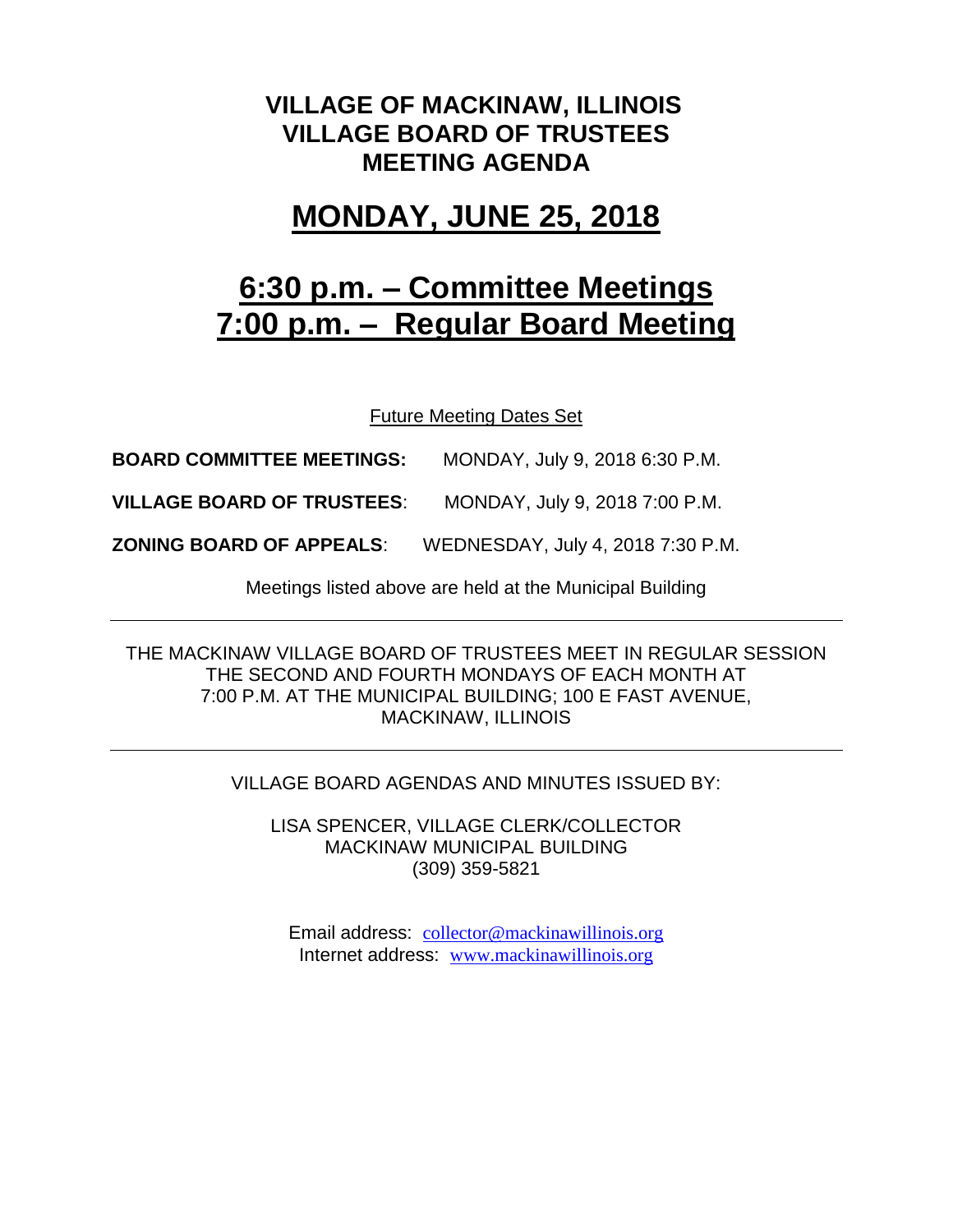# VILLAGE OF MACKINAW, ILLINOIS
# VILLAGE BOARD OF TRUSTEES
# MEETING AGENDA

## MONDAY, JUNE 25, 2018

## 6:30 p.m. – Committee Meetings
## 7:00 p.m. – Regular Board Meeting

Future Meeting Dates Set

**BOARD COMMITTEE MEETINGS:** MONDAY, July 9, 2018 6:30 P.M.

**VILLAGE BOARD OF TRUSTEES**: MONDAY, July 9, 2018 7:00 P.M.

**ZONING BOARD OF APPEALS**: WEDNESDAY, July 4, 2018 7:30 P.M.

Meetings listed above are held at the Municipal Building

---

THE MACKINAW VILLAGE BOARD OF TRUSTEES MEET IN REGULAR SESSION THE SECOND AND FOURTH MONDAYS OF EACH MONTH AT 7:00 P.M. AT THE MUNICIPAL BUILDING; 100 E FAST AVENUE, MACKINAW, ILLINOIS

---

VILLAGE BOARD AGENDAS AND MINUTES ISSUED BY:

LISA SPENCER, VILLAGE CLERK/COLLECTOR
MACKINAW MUNICIPAL BUILDING
(309) 359-5821

Email address: collector@mackinawillinois.org
Internet address: www.mackinawillinois.org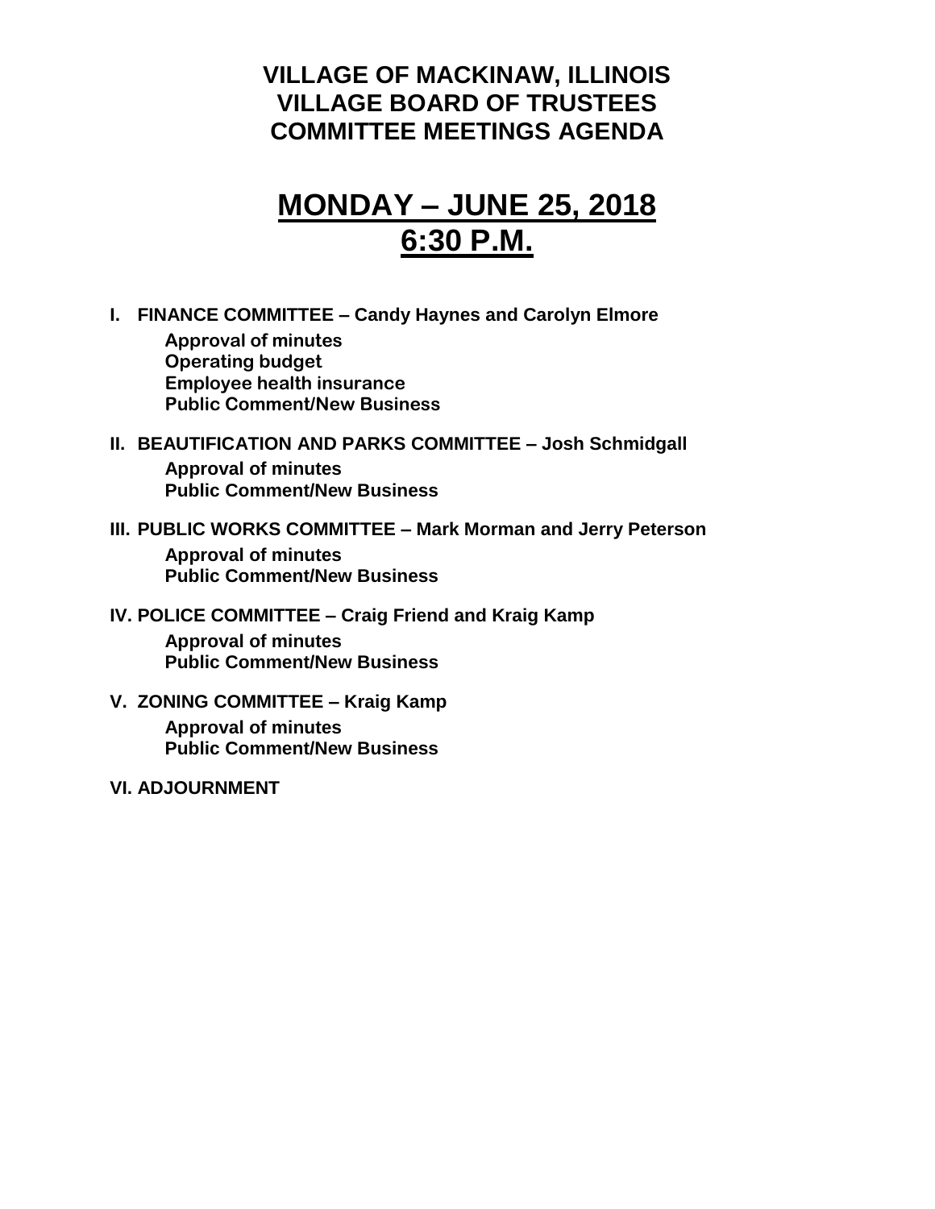# VILLAGE OF MACKINAW, ILLINOIS
# VILLAGE BOARD OF TRUSTEES
# COMMITTEE MEETINGS AGENDA

## MONDAY – JUNE 25, 2018
## 6:30 P.M.

**I. FINANCE COMMITTEE – Candy Haynes and Carolyn Elmore**

- **Approval of minutes**
- **Operating budget**
- **Employee health insurance**
- **Public Comment/New Business**

**II. BEAUTIFICATION AND PARKS COMMITTEE – Josh Schmidgall**

- **Approval of minutes**
- **Public Comment/New Business**

**III. PUBLIC WORKS COMMITTEE – Mark Morman and Jerry Peterson**

- **Approval of minutes**
- **Public Comment/New Business**

**IV. POLICE COMMITTEE – Craig Friend and Kraig Kamp**

- **Approval of minutes**
- **Public Comment/New Business**

**V. ZONING COMMITTEE – Kraig Kamp**

- **Approval of minutes**
- **Public Comment/New Business**

**VI. ADJOURNMENT**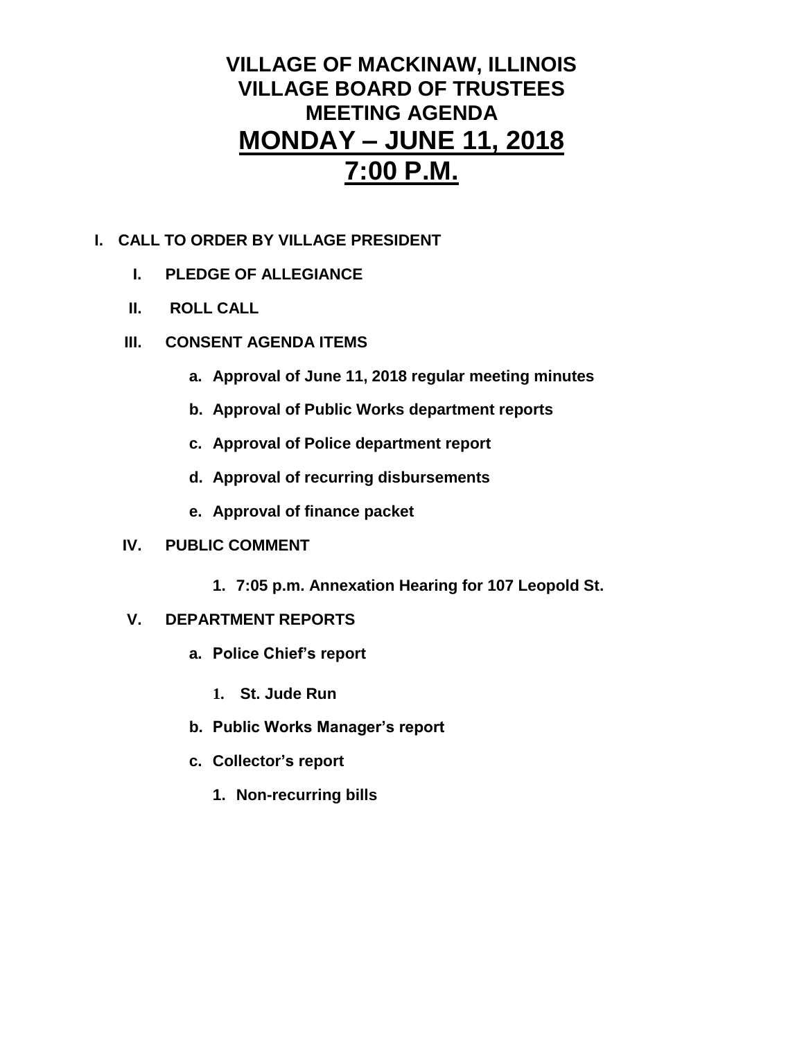# VILLAGE OF MACKINAW, ILLINOIS
# VILLAGE BOARD OF TRUSTEES
# MEETING AGENDA
# <u>MONDAY – JUNE 11, 2018</u>
# <u>7:00 P.M.</u>

**I. CALL TO ORDER BY VILLAGE PRESIDENT**

- **I. PLEDGE OF ALLEGIANCE**
- **II. ROLL CALL**
- **III. CONSENT AGENDA ITEMS**
  - **a. Approval of June 11, 2018 regular meeting minutes**
  - **b. Approval of Public Works department reports**
  - **c. Approval of Police department report**
  - **d. Approval of recurring disbursements**
  - **e. Approval of finance packet**
- **IV. PUBLIC COMMENT**
  - **1. 7:05 p.m. Annexation Hearing for 107 Leopold St.**
- **V. DEPARTMENT REPORTS**
  - **a. Police Chief's report**
    - **1. St. Jude Run**
  - **b. Public Works Manager's report**
  - **c. Collector's report**
    - **1. Non-recurring bills**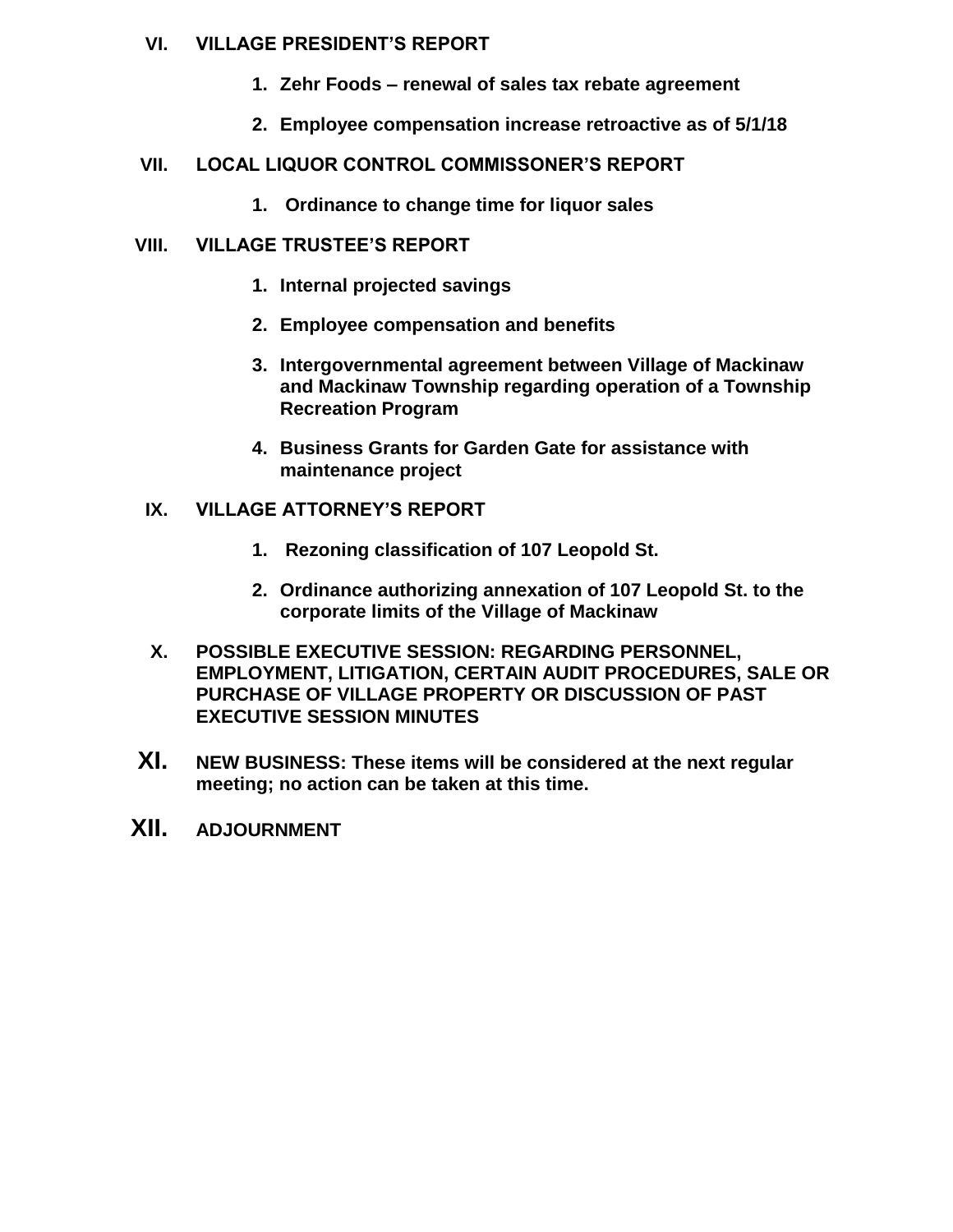**VI. VILLAGE PRESIDENT'S REPORT**

1. **Zehr Foods – renewal of sales tax rebate agreement**
2. **Employee compensation increase retroactive as of 5/1/18**

**VII. LOCAL LIQUOR CONTROL COMMISSONER'S REPORT**

1. **Ordinance to change time for liquor sales**

**VIII. VILLAGE TRUSTEE'S REPORT**

1. **Internal projected savings**
2. **Employee compensation and benefits**
3. **Intergovernmental agreement between Village of Mackinaw and Mackinaw Township regarding operation of a Township Recreation Program**
4. **Business Grants for Garden Gate for assistance with maintenance project**

**IX. VILLAGE ATTORNEY'S REPORT**

1. **Rezoning classification of 107 Leopold St.**
2. **Ordinance authorizing annexation of 107 Leopold St. to the corporate limits of the Village of Mackinaw**

**X. POSSIBLE EXECUTIVE SESSION: REGARDING PERSONNEL, EMPLOYMENT, LITIGATION, CERTAIN AUDIT PROCEDURES, SALE OR PURCHASE OF VILLAGE PROPERTY OR DISCUSSION OF PAST EXECUTIVE SESSION MINUTES**

**XI. NEW BUSINESS: These items will be considered at the next regular meeting; no action can be taken at this time.**

**XII. ADJOURNMENT**